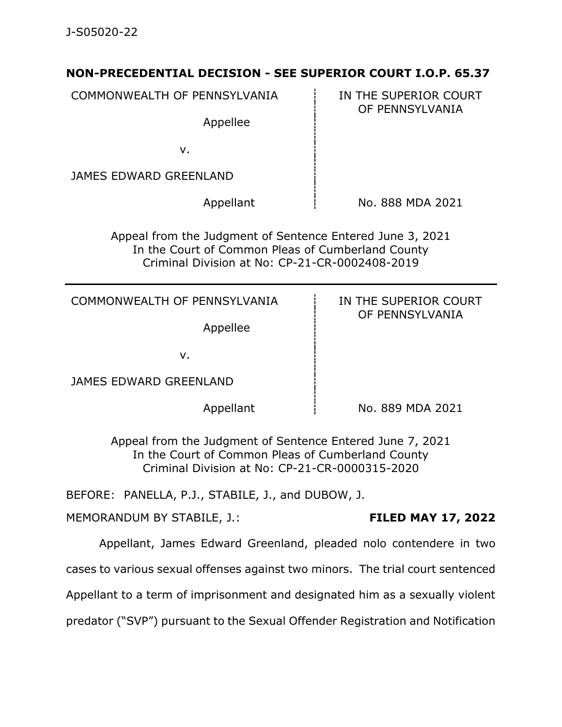J-S05020-22

**NON-PRECEDENTIAL DECISION - SEE SUPERIOR COURT I.O.P. 65.37**

| | |
|---|---|
| COMMONWEALTH OF PENNSYLVANIA<br><br>Appellee<br><br>v.<br><br>JAMES EDWARD GREENLAND<br><br>Appellant | IN THE SUPERIOR COURT OF PENNSYLVANIA<br><br><br><br><br><br>No. 888 MDA 2021 |

Appeal from the Judgment of Sentence Entered June 3, 2021
In the Court of Common Pleas of Cumberland County
Criminal Division at No: CP-21-CR-0002408-2019

---

| | |
|---|---|
| COMMONWEALTH OF PENNSYLVANIA<br><br>Appellee<br><br>v.<br><br>JAMES EDWARD GREENLAND<br><br>Appellant | IN THE SUPERIOR COURT OF PENNSYLVANIA<br><br><br><br><br><br>No. 889 MDA 2021 |

Appeal from the Judgment of Sentence Entered June 7, 2021
In the Court of Common Pleas of Cumberland County
Criminal Division at No: CP-21-CR-0000315-2020

BEFORE: PANELLA, P.J., STABILE, J., and DUBOW, J.

MEMORANDUM BY STABILE, J.: **FILED MAY 17, 2022**

Appellant, James Edward Greenland, pleaded nolo contendere in two cases to various sexual offenses against two minors. The trial court sentenced Appellant to a term of imprisonment and designated him as a sexually violent predator ("SVP") pursuant to the Sexual Offender Registration and Notification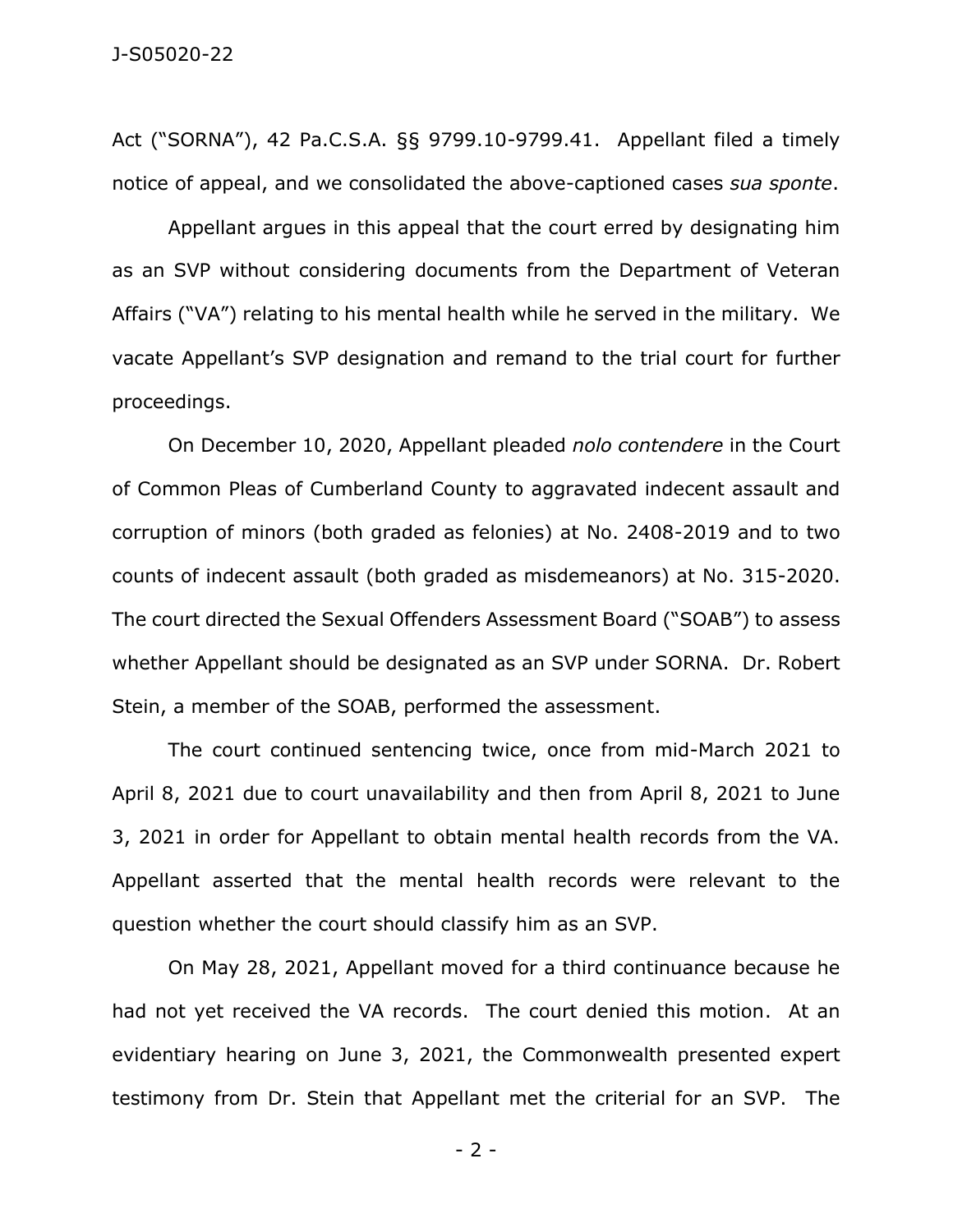Act ("SORNA"), 42 Pa.C.S.A. §§ 9799.10-9799.41. Appellant filed a timely notice of appeal, and we consolidated the above-captioned cases *sua sponte*.

Appellant argues in this appeal that the court erred by designating him as an SVP without considering documents from the Department of Veteran Affairs ("VA") relating to his mental health while he served in the military. We vacate Appellant's SVP designation and remand to the trial court for further proceedings.

On December 10, 2020, Appellant pleaded *nolo contendere* in the Court of Common Pleas of Cumberland County to aggravated indecent assault and corruption of minors (both graded as felonies) at No. 2408-2019 and to two counts of indecent assault (both graded as misdemeanors) at No. 315-2020. The court directed the Sexual Offenders Assessment Board ("SOAB") to assess whether Appellant should be designated as an SVP under SORNA. Dr. Robert Stein, a member of the SOAB, performed the assessment.

The court continued sentencing twice, once from mid-March 2021 to April 8, 2021 due to court unavailability and then from April 8, 2021 to June 3, 2021 in order for Appellant to obtain mental health records from the VA. Appellant asserted that the mental health records were relevant to the question whether the court should classify him as an SVP.

On May 28, 2021, Appellant moved for a third continuance because he had not yet received the VA records. The court denied this motion. At an evidentiary hearing on June 3, 2021, the Commonwealth presented expert testimony from Dr. Stein that Appellant met the criterial for an SVP. The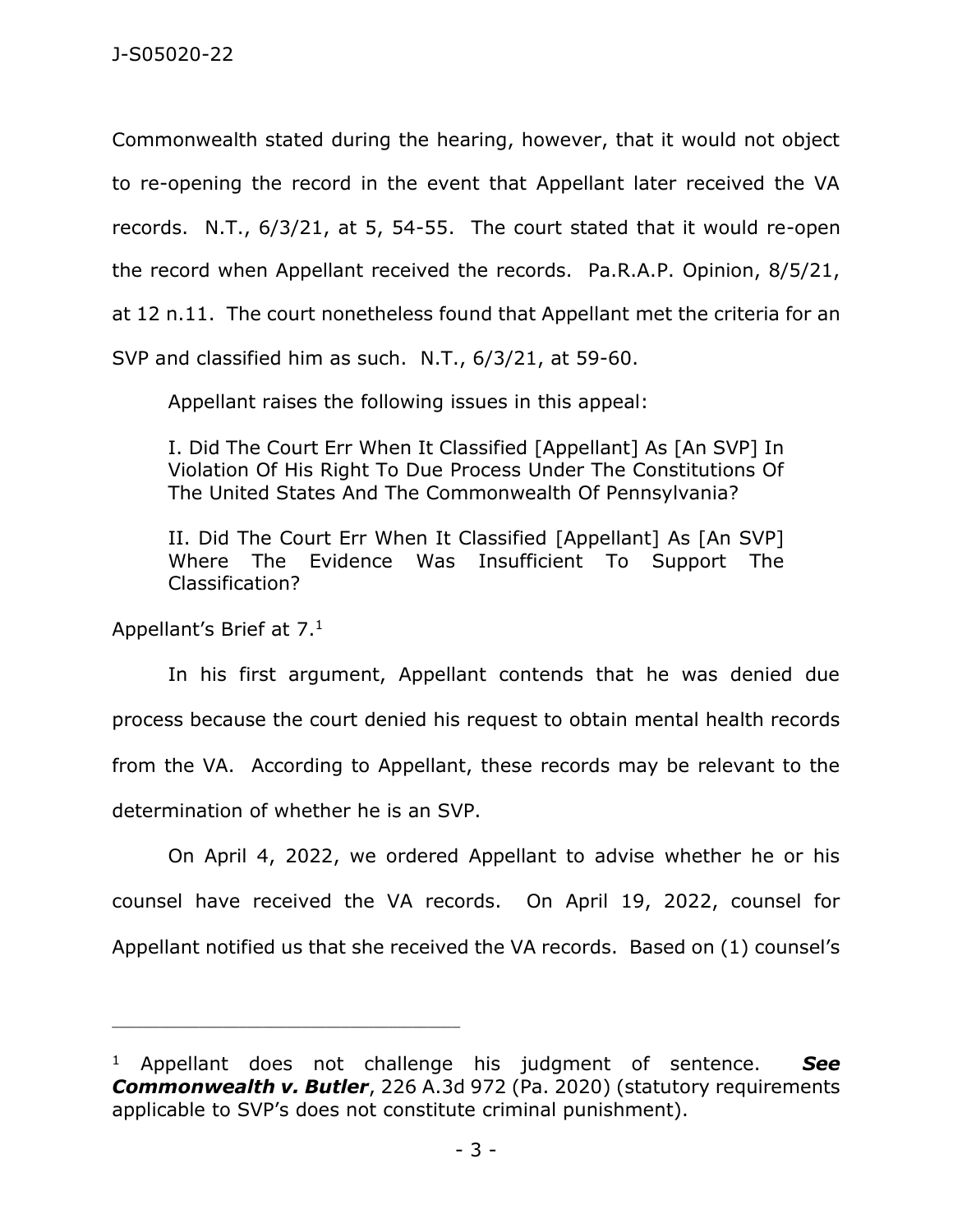Commonwealth stated during the hearing, however, that it would not object to re-opening the record in the event that Appellant later received the VA records. N.T., 6/3/21, at 5, 54-55. The court stated that it would re-open the record when Appellant received the records. Pa.R.A.P. Opinion, 8/5/21, at 12 n.11. The court nonetheless found that Appellant met the criteria for an SVP and classified him as such. N.T., 6/3/21, at 59-60.

Appellant raises the following issues in this appeal:

> I. Did The Court Err When It Classified [Appellant] As [An SVP] In Violation Of His Right To Due Process Under The Constitutions Of The United States And The Commonwealth Of Pennsylvania?
>
> II. Did The Court Err When It Classified [Appellant] As [An SVP] Where The Evidence Was Insufficient To Support The Classification?

Appellant's Brief at 7.[1]

In his first argument, Appellant contends that he was denied due process because the court denied his request to obtain mental health records from the VA. According to Appellant, these records may be relevant to the determination of whether he is an SVP.

On April 4, 2022, we ordered Appellant to advise whether he or his counsel have received the VA records. On April 19, 2022, counsel for Appellant notified us that she received the VA records. Based on (1) counsel's

---

[1] Appellant does not challenge his judgment of sentence. ***See Commonwealth v. Butler***, 226 A.3d 972 (Pa. 2020) (statutory requirements applicable to SVP's does not constitute criminal punishment).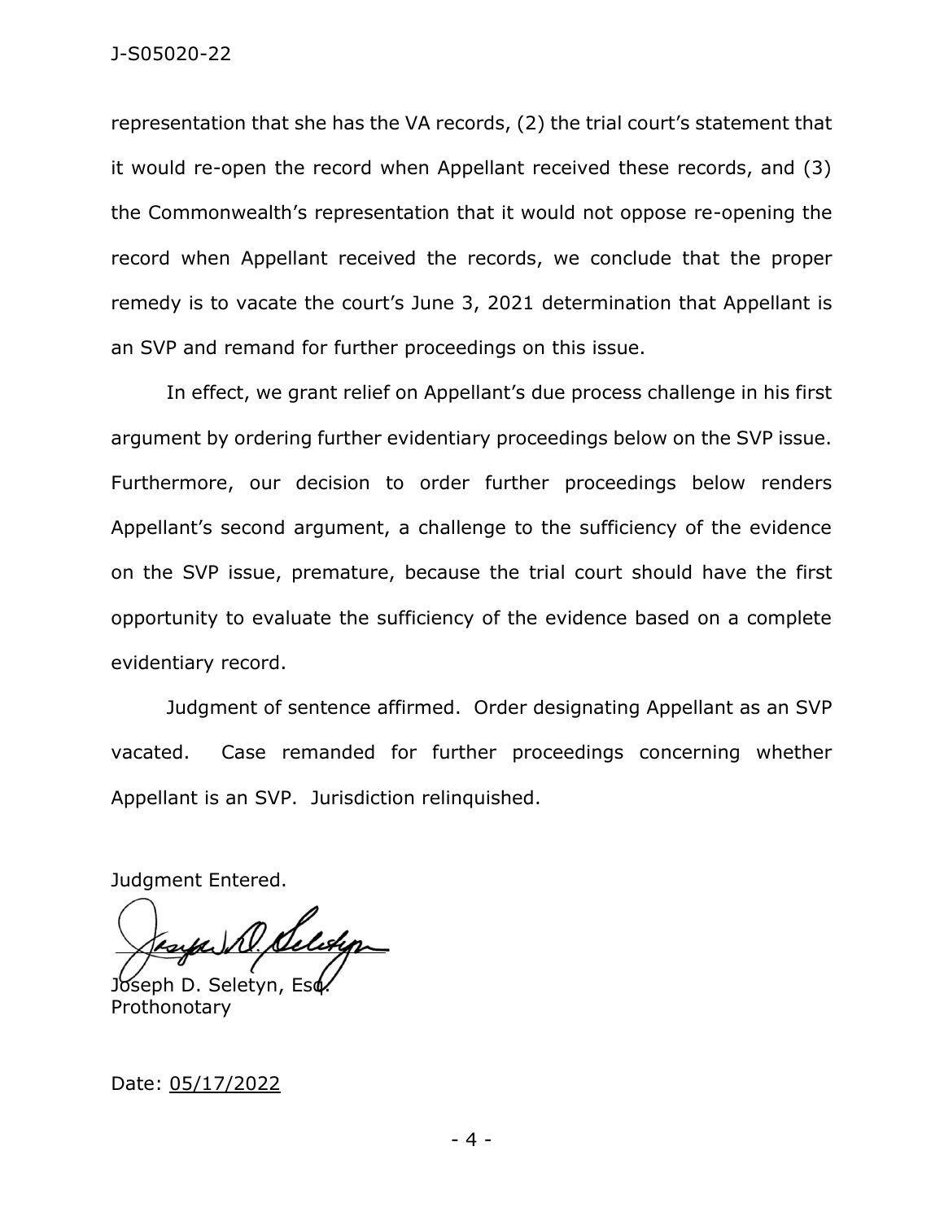representation that she has the VA records, (2) the trial court's statement that it would re-open the record when Appellant received these records, and (3) the Commonwealth's representation that it would not oppose re-opening the record when Appellant received the records, we conclude that the proper remedy is to vacate the court's June 3, 2021 determination that Appellant is an SVP and remand for further proceedings on this issue.

In effect, we grant relief on Appellant's due process challenge in his first argument by ordering further evidentiary proceedings below on the SVP issue. Furthermore, our decision to order further proceedings below renders Appellant's second argument, a challenge to the sufficiency of the evidence on the SVP issue, premature, because the trial court should have the first opportunity to evaluate the sufficiency of the evidence based on a complete evidentiary record.

Judgment of sentence affirmed. Order designating Appellant as an SVP vacated. Case remanded for further proceedings concerning whether Appellant is an SVP. Jurisdiction relinquished.

Judgment Entered.

Joseph D. Seletyn, Esq.
Prothonotary

Date: 05/17/2022